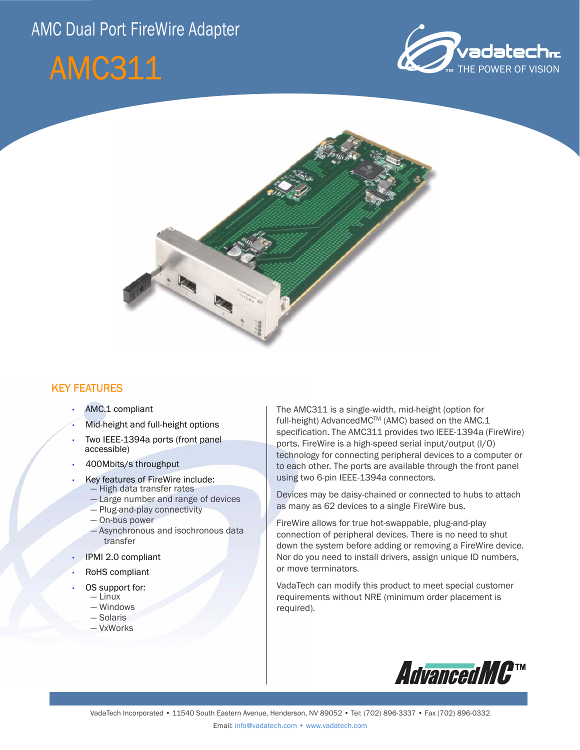# AMC Dual Port FireWire Adapter

# AMC311

vadatech inc – THE POWER OF VISION

## KEY FEATURES

- AMC.1 compliant
- Mid-height and full-height options
- Two IEEE-1394a ports (front panel accessible)
- 400Mbits/s throughput
- Key features of FireWire include:
  - High data transfer rates
  - Large number and range of devices
  - Plug-and-play connectivity
  - On-bus power
  - Asynchronous and isochronous data transfer
- IPMI 2.0 compliant
- RoHS compliant
- OS support for:
  - Linux
  - Windows
  - Solaris
  - VxWorks

The AMC311 is a single-width, mid-height (option for full-height) AdvancedMC™ (AMC) based on the AMC.1 specification. The AMC311 provides two IEEE-1394a (FireWire) ports. FireWire is a high-speed serial input/output (I/O) technology for connecting peripheral devices to a computer or to each other. The ports are available through the front panel using two 6-pin IEEE-1394a connectors.

Devices may be daisy-chained or connected to hubs to attach as many as 62 devices to a single FireWire bus.

FireWire allows for true hot-swappable, plug-and-play connection of peripheral devices. There is no need to shut down the system before adding or removing a FireWire device. Nor do you need to install drivers, assign unique ID numbers, or move terminators.

VadaTech can modify this product to meet special customer requirements without NRE (minimum order placement is required).

AdvancedMC™

VadaTech Incorporated • 11540 South Eastern Avenue, Henderson, NV 89052 • Tel: (702) 896-3337 • Fax (702) 896-0332

Email: info@vadatech.com • www.vadatech.com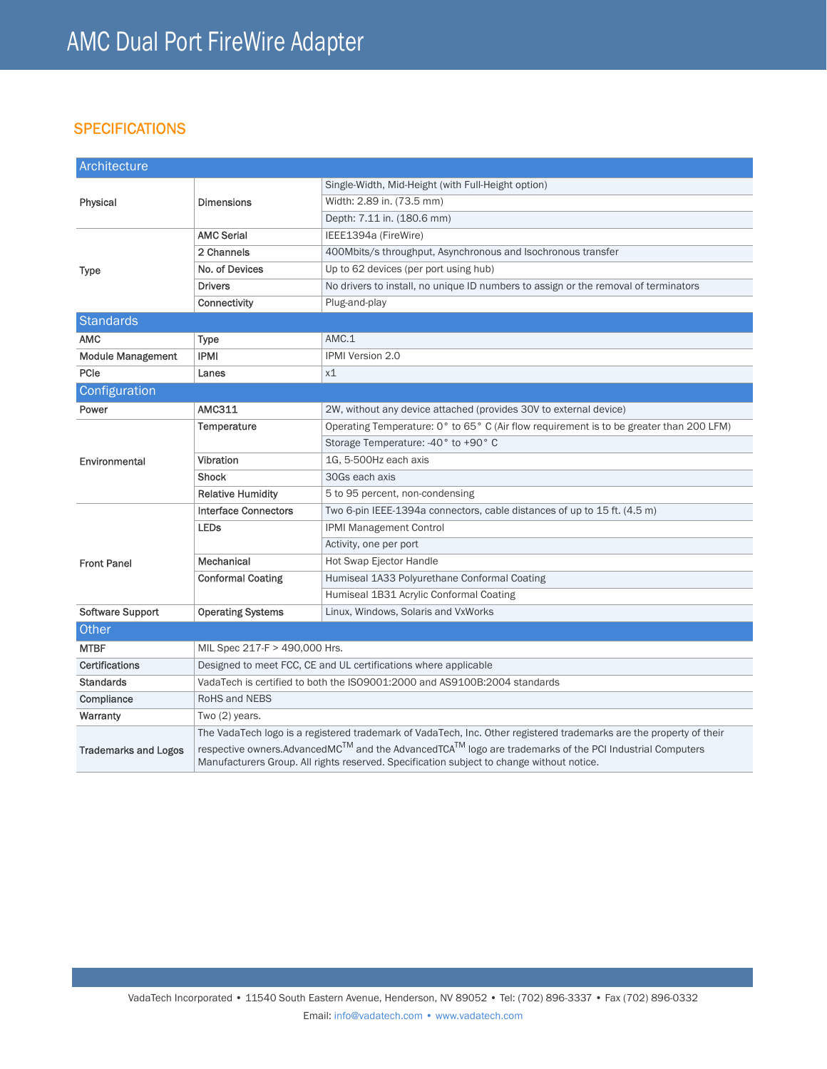# AMC Dual Port FireWire Adapter

## SPECIFICATIONS

| Architecture | | |
|---|---|---|
| Physical | Dimensions | Single-Width, Mid-Height (with Full-Height option) |
| | | Width: 2.89 in. (73.5 mm) |
| | | Depth: 7.11 in. (180.6 mm) |
| Type | AMC Serial | IEEE1394a (FireWire) |
| | 2 Channels | 400Mbits/s throughput, Asynchronous and Isochronous transfer |
| | No. of Devices | Up to 62 devices (per port using hub) |
| | Drivers | No drivers to install, no unique ID numbers to assign or the removal of terminators |
| | Connectivity | Plug-and-play |
| **Standards** | | |
| AMC | Type | AMC.1 |
| Module Management | IPMI | IPMI Version 2.0 |
| PCIe | Lanes | x1 |
| **Configuration** | | |
| Power | AMC311 | 2W, without any device attached (provides 30V to external device) |
| Environmental | Temperature | Operating Temperature: 0° to 65° C (Air flow requirement is to be greater than 200 LFM) |
| | | Storage Temperature: -40° to +90° C |
| | Vibration | 1G, 5-500Hz each axis |
| | Shock | 30Gs each axis |
| | Relative Humidity | 5 to 95 percent, non-condensing |
| Front Panel | Interface Connectors | Two 6-pin IEEE-1394a connectors, cable distances of up to 15 ft. (4.5 m) |
| | LEDs | IPMI Management Control |
| | | Activity, one per port |
| | Mechanical | Hot Swap Ejector Handle |
| | Conformal Coating | Humiseal 1A33 Polyurethane Conformal Coating |
| | | Humiseal 1B31 Acrylic Conformal Coating |
| Software Support | Operating Systems | Linux, Windows, Solaris and VxWorks |

| Other | |
|---|---|
| MTBF | MIL Spec 217-F > 490,000 Hrs. |
| Certifications | Designed to meet FCC, CE and UL certifications where applicable |
| Standards | VadaTech is certified to both the ISO9001:2000 and AS9100B:2004 standards |
| Compliance | RoHS and NEBS |
| Warranty | Two (2) years. |
| Trademarks and Logos | The VadaTech logo is a registered trademark of VadaTech, Inc. Other registered trademarks are the property of their respective owners.AdvancedMC™ and the AdvancedTCA™ logo are trademarks of the PCI Industrial Computers Manufacturers Group. All rights reserved. Specification subject to change without notice. |

VadaTech Incorporated • 11540 South Eastern Avenue, Henderson, NV 89052 • Tel: (702) 896-3337 • Fax (702) 896-0332

Email: info@vadatech.com • www.vadatech.com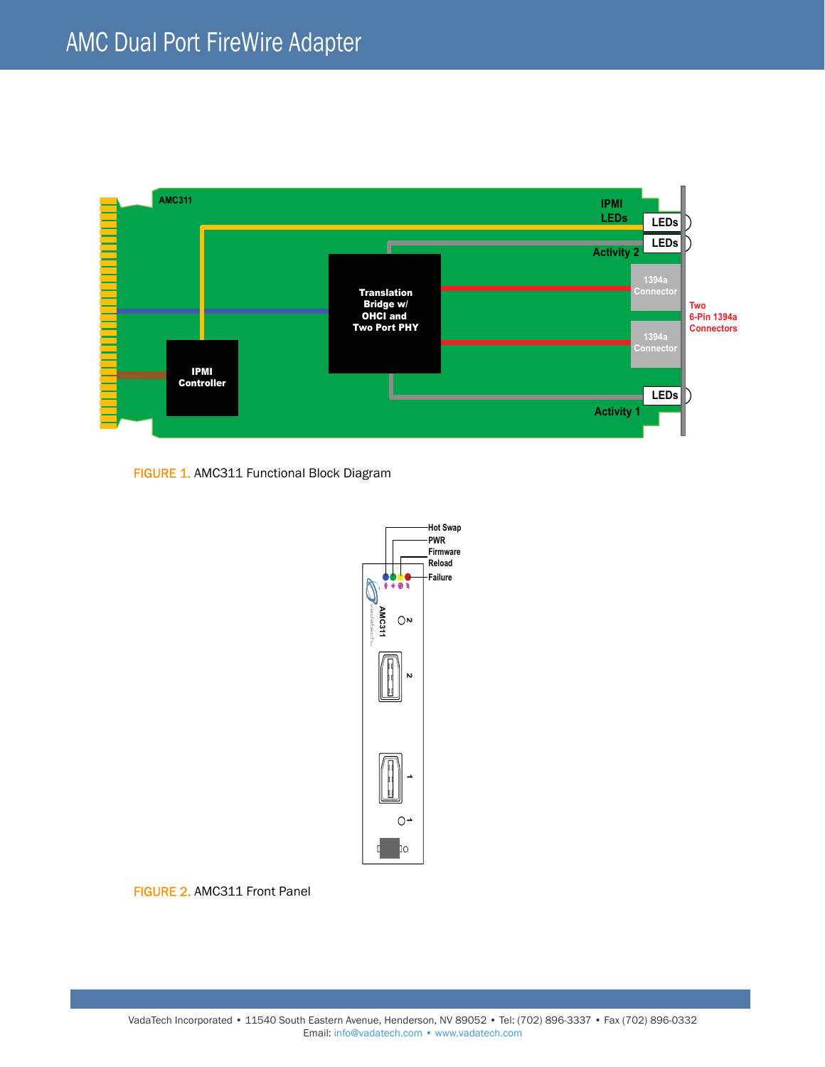FIGURE 1. AMC311 Functional Block Diagram

FIGURE 2. AMC311 Front Panel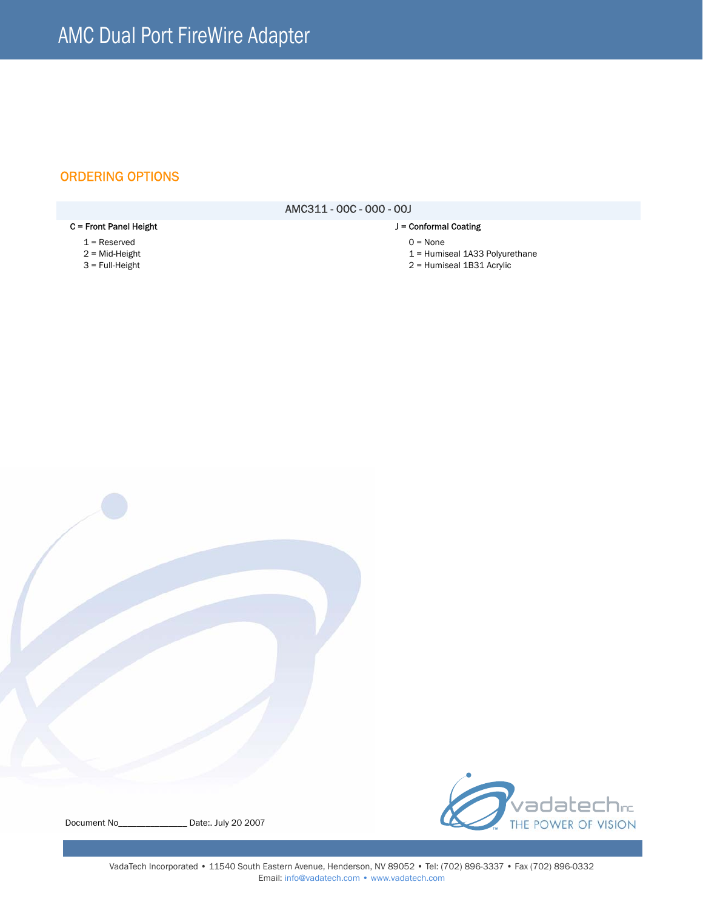# AMC Dual Port FireWire Adapter

## ORDERING OPTIONS

AMC311 - 00C - 000 - 00J

**C = Front Panel Height**

- 1 = Reserved
- 2 = Mid-Height
- 3 = Full-Height

**J = Conformal Coating**

- 0 = None
- 1 = Humiseal 1A33 Polyurethane
- 2 = Humiseal 1B31 Acrylic

Document No_______________ Date:. July 20 2007

vadatech inc
THE POWER OF VISION

VadaTech Incorporated • 11540 South Eastern Avenue, Henderson, NV 89052 • Tel: (702) 896-3337 • Fax (702) 896-0332
Email: info@vadatech.com • www.vadatech.com